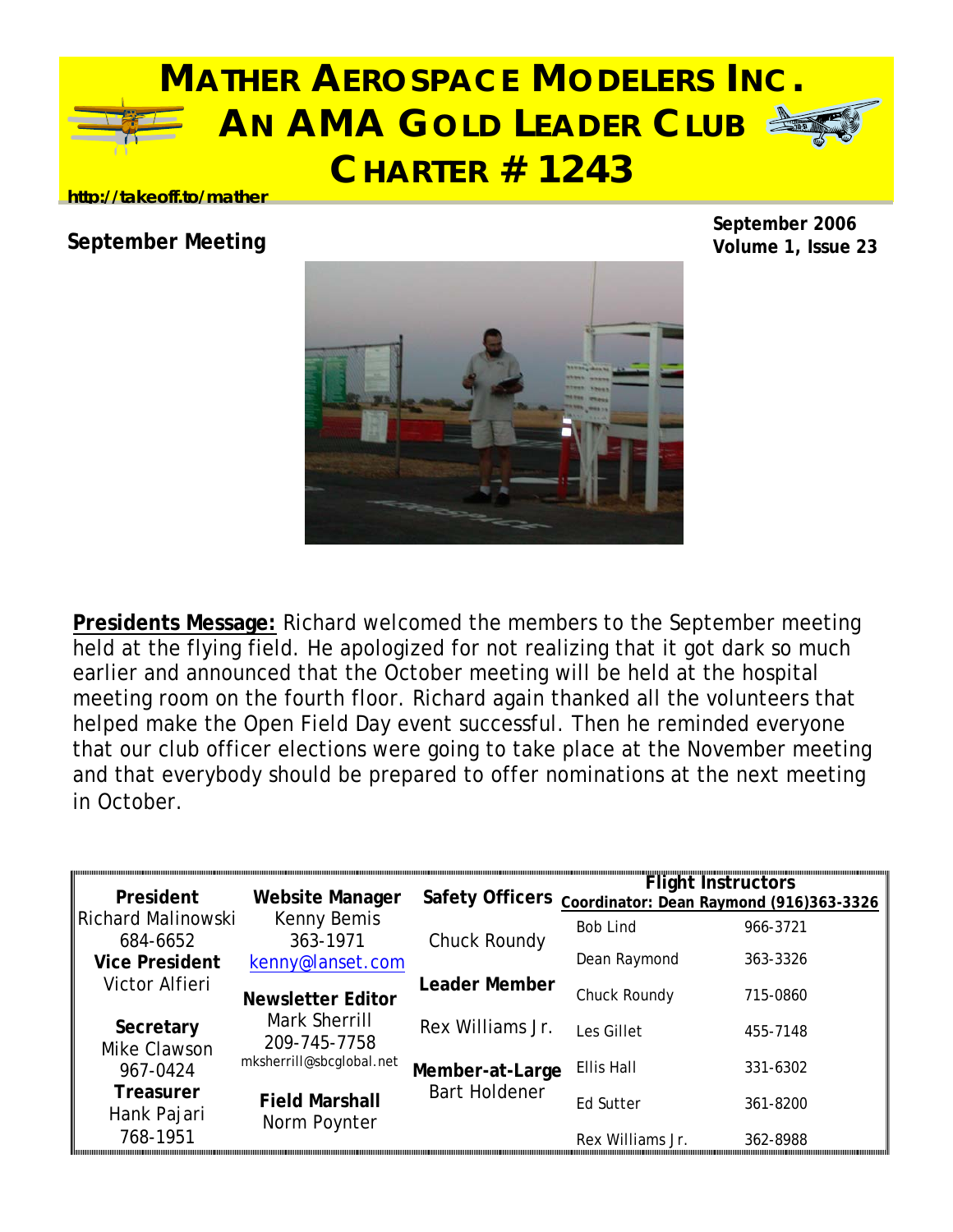# MATHER AEROSPACE MODELERS INC.
# AN AMA GOLD LEADER CLUB
# CHARTER # 1243

http://takeoff.to/mather

**September 2006**
**Volume 1, Issue 23**

## September Meeting

**Presidents Message:** Richard welcomed the members to the September meeting held at the flying field. He apologized for not realizing that it got dark so much earlier and announced that the October meeting will be held at the hospital meeting room on the fourth floor. Richard again thanked all the volunteers that helped make the Open Field Day event successful. Then he reminded everyone that our club officer elections were going to take place at the November meeting and that everybody should be prepared to offer nominations at the next meeting in October.

| **President** | **Website Manager** | **Safety Officers** | **Flight Instructors** Coordinator: Dean Raymond (916)363-3326 | |
|---|---|---|---|---|
| Richard Malinowski 684-6652 | Kenny Bemis 363-1971 kenny@lanset.com | Chuck Roundy | Bob Lind | 966-3721 |
| **Vice President** Victor Alfieri | | | Dean Raymond | 363-3326 |
| | **Newsletter Editor** | **Leader Member** | Chuck Roundy | 715-0860 |
| **Secretary** Mike Clawson 967-0424 | Mark Sherrill 209-745-7758 mksherrill@sbcglobal.net | Rex Williams Jr. | Les Gillet | 455-7148 |
| | | **Member-at-Large** Bart Holdener | Ellis Hall | 331-6302 |
| **Treasurer** Hank Pajari 768-1951 | **Field Marshall** Norm Poynter | | Ed Sutter | 361-8200 |
| | | | Rex Williams Jr. | 362-8988 |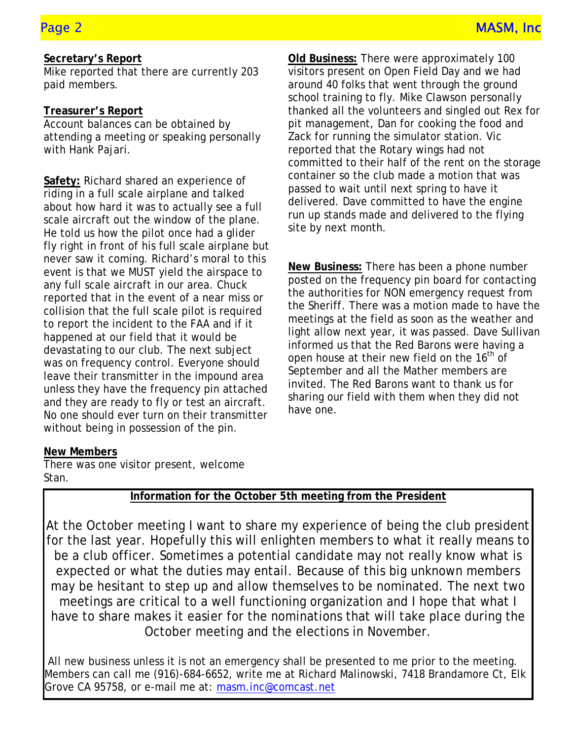**Secretary's Report**

Mike reported that there are currently 203 paid members.

**Treasurer's Report**

Account balances can be obtained by attending a meeting or speaking personally with Hank Pajari.

**Safety:** Richard shared an experience of riding in a full scale airplane and talked about how hard it was to actually see a full scale aircraft out the window of the plane. He told us how the pilot once had a glider fly right in front of his full scale airplane but never saw it coming. Richard's moral to this event is that we MUST yield the airspace to any full scale aircraft in our area. Chuck reported that in the event of a near miss or collision that the full scale pilot is required to report the incident to the FAA and if it happened at our field that it would be devastating to our club. The next subject was on frequency control. Everyone should leave their transmitter in the impound area unless they have the frequency pin attached and they are ready to fly or test an aircraft. No one should ever turn on their transmitter without being in possession of the pin.

**New Members**

There was one visitor present, welcome Stan.

**Old Business:** There were approximately 100 visitors present on Open Field Day and we had around 40 folks that went through the ground school training to fly. Mike Clawson personally thanked all the volunteers and singled out Rex for pit management, Dan for cooking the food and Zack for running the simulator station. Vic reported that the Rotary wings had not committed to their half of the rent on the storage container so the club made a motion that was passed to wait until next spring to have it delivered. Dave committed to have the engine run up stands made and delivered to the flying site by next month.

**New Business:** There has been a phone number posted on the frequency pin board for contacting the authorities for NON emergency request from the Sheriff. There was a motion made to have the meetings at the field as soon as the weather and light allow next year, it was passed. Dave Sullivan informed us that the Red Barons were having a open house at their new field on the 16th of September and all the Mather members are invited. The Red Barons want to thank us for sharing our field with them when they did not have one.

**Information for the October 5th meeting from the President**

At the October meeting I want to share my experience of being the club president for the last year. Hopefully this will enlighten members to what it really means to be a club officer. Sometimes a potential candidate may not really know what is expected or what the duties may entail. Because of this big unknown members may be hesitant to step up and allow themselves to be nominated. The next two meetings are critical to a well functioning organization and I hope that what I have to share makes it easier for the nominations that will take place during the October meeting and the elections in November.

All new business unless it is not an emergency shall be presented to me prior to the meeting. Members can call me (916)-684-6652, write me at Richard Malinowski, 7418 Brandamore Ct, Elk Grove CA 95758, or e-mail me at: masm.inc@comcast.net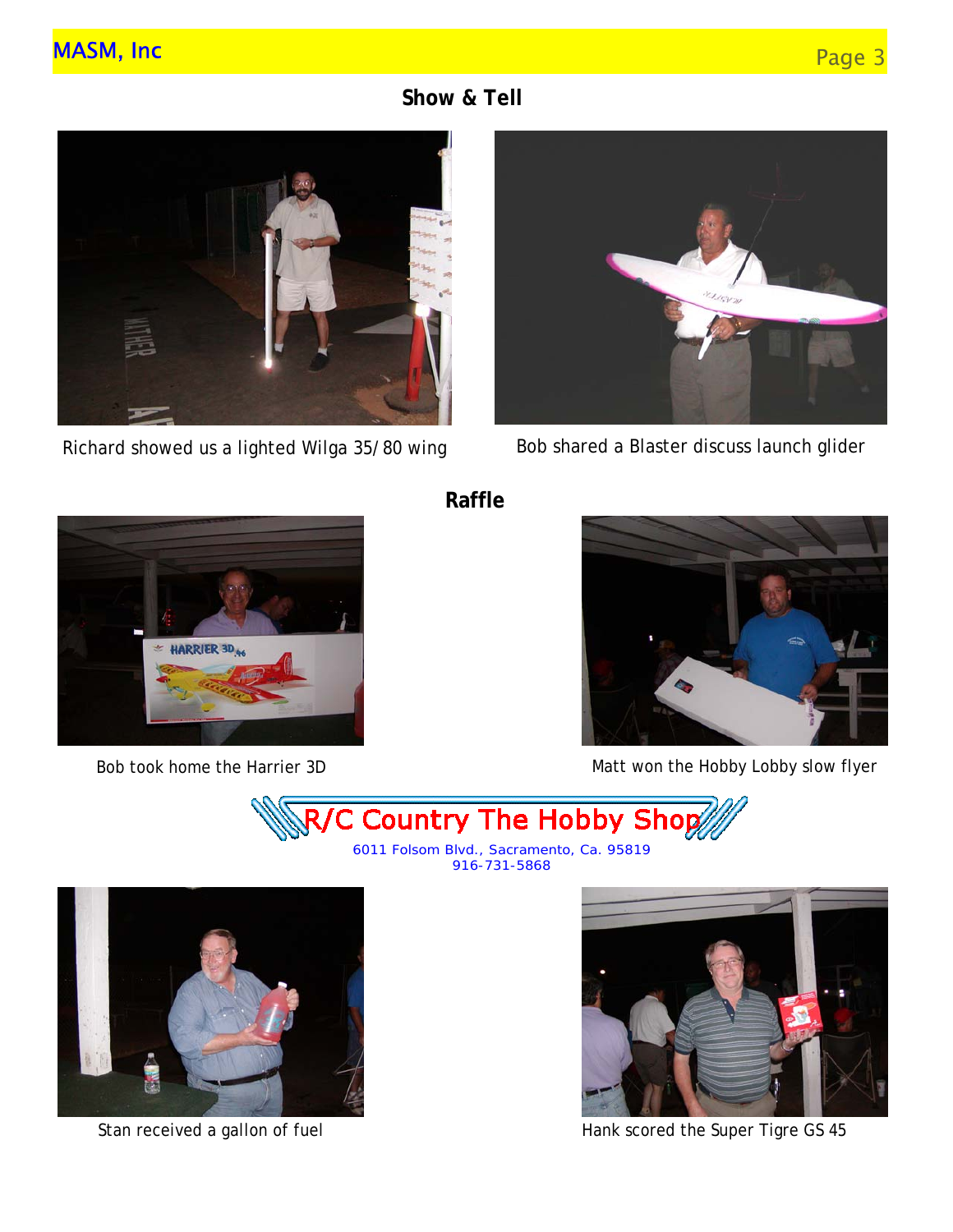## Show & Tell

Richard showed us a lighted Wilga 35/80 wing

Bob shared a Blaster discuss launch glider

## Raffle

Bob took home the Harrier 3D

Matt won the Hobby Lobby slow flyer

R/C Country The Hobby Shop

6011 Folsom Blvd., Sacramento, Ca. 95819
916-731-5868

Stan received a gallon of fuel

Hank scored the Super Tigre GS 45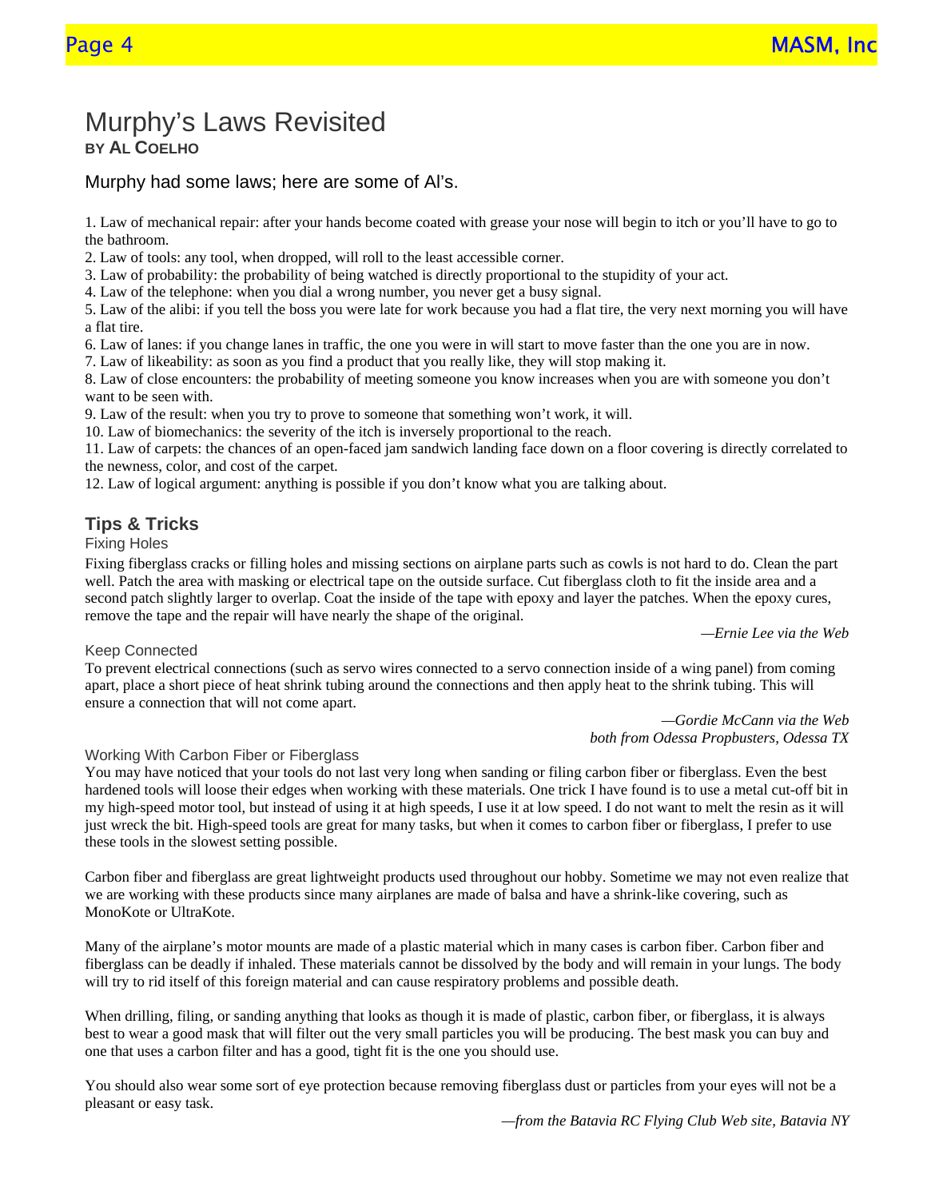# Murphy's Laws Revisited

**BY AL COELHO**

Murphy had some laws; here are some of Al's.

1. Law of mechanical repair: after your hands become coated with grease your nose will begin to itch or you'll have to go to the bathroom.
2. Law of tools: any tool, when dropped, will roll to the least accessible corner.
3. Law of probability: the probability of being watched is directly proportional to the stupidity of your act.
4. Law of the telephone: when you dial a wrong number, you never get a busy signal.
5. Law of the alibi: if you tell the boss you were late for work because you had a flat tire, the very next morning you will have a flat tire.
6. Law of lanes: if you change lanes in traffic, the one you were in will start to move faster than the one you are in now.
7. Law of likeability: as soon as you find a product that you really like, they will stop making it.
8. Law of close encounters: the probability of meeting someone you know increases when you are with someone you don't want to be seen with.
9. Law of the result: when you try to prove to someone that something won't work, it will.
10. Law of biomechanics: the severity of the itch is inversely proportional to the reach.
11. Law of carpets: the chances of an open-faced jam sandwich landing face down on a floor covering is directly correlated to the newness, color, and cost of the carpet.
12. Law of logical argument: anything is possible if you don't know what you are talking about.

## Tips & Tricks

### Fixing Holes

Fixing fiberglass cracks or filling holes and missing sections on airplane parts such as cowls is not hard to do. Clean the part well. Patch the area with masking or electrical tape on the outside surface. Cut fiberglass cloth to fit the inside area and a second patch slightly larger to overlap. Coat the inside of the tape with epoxy and layer the patches. When the epoxy cures, remove the tape and the repair will have nearly the shape of the original.

*—Ernie Lee via the Web*

### Keep Connected

To prevent electrical connections (such as servo wires connected to a servo connection inside of a wing panel) from coming apart, place a short piece of heat shrink tubing around the connections and then apply heat to the shrink tubing. This will ensure a connection that will not come apart.

*—Gordie McCann via the Web*
*both from Odessa Propbusters, Odessa TX*

### Working With Carbon Fiber or Fiberglass

You may have noticed that your tools do not last very long when sanding or filing carbon fiber or fiberglass. Even the best hardened tools will loose their edges when working with these materials. One trick I have found is to use a metal cut-off bit in my high-speed motor tool, but instead of using it at high speeds, I use it at low speed. I do not want to melt the resin as it will just wreck the bit. High-speed tools are great for many tasks, but when it comes to carbon fiber or fiberglass, I prefer to use these tools in the slowest setting possible.

Carbon fiber and fiberglass are great lightweight products used throughout our hobby. Sometime we may not even realize that we are working with these products since many airplanes are made of balsa and have a shrink-like covering, such as MonoKote or UltraKote.

Many of the airplane's motor mounts are made of a plastic material which in many cases is carbon fiber. Carbon fiber and fiberglass can be deadly if inhaled. These materials cannot be dissolved by the body and will remain in your lungs. The body will try to rid itself of this foreign material and can cause respiratory problems and possible death.

When drilling, filing, or sanding anything that looks as though it is made of plastic, carbon fiber, or fiberglass, it is always best to wear a good mask that will filter out the very small particles you will be producing. The best mask you can buy and one that uses a carbon filter and has a good, tight fit is the one you should use.

You should also wear some sort of eye protection because removing fiberglass dust or particles from your eyes will not be a pleasant or easy task.

*—from the Batavia RC Flying Club Web site, Batavia NY*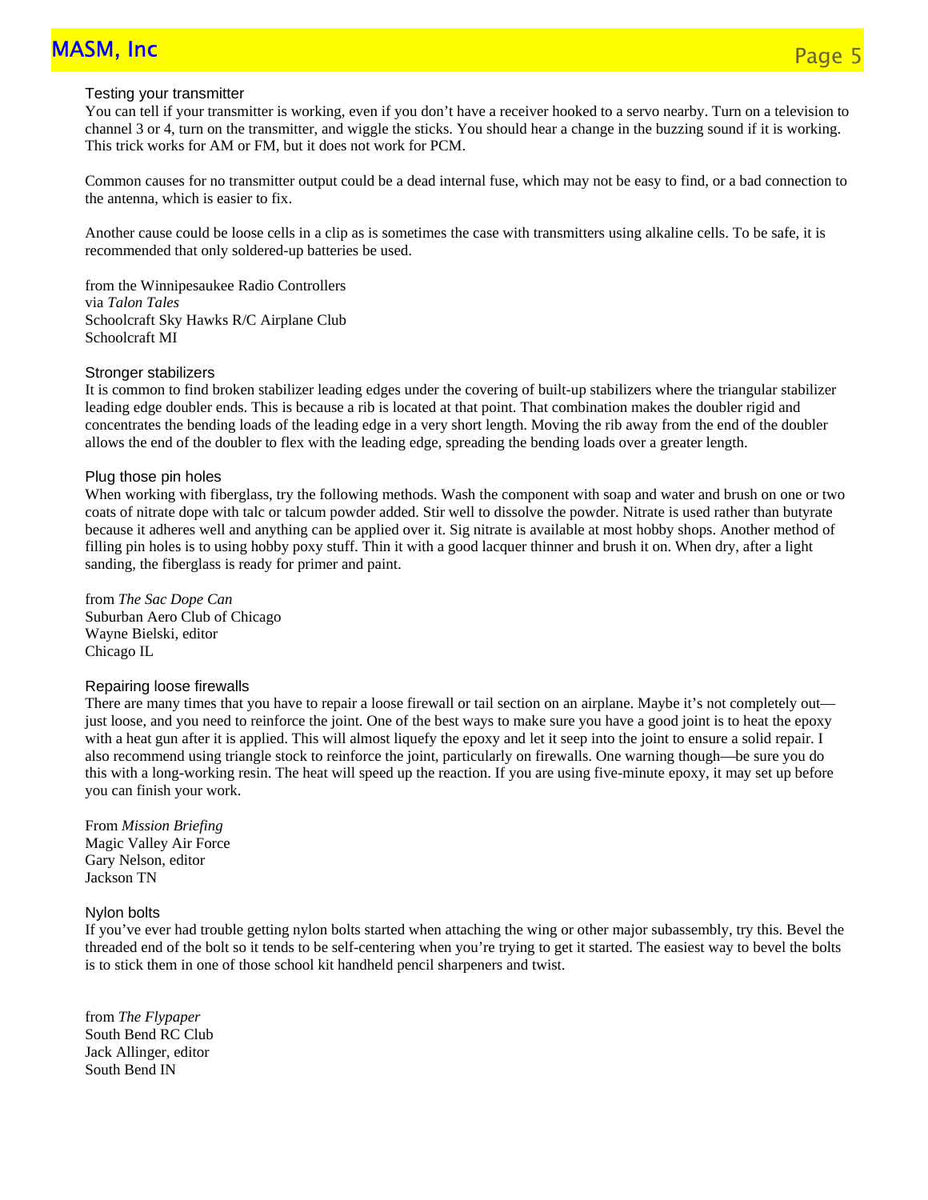### Testing your transmitter

You can tell if your transmitter is working, even if you don't have a receiver hooked to a servo nearby. Turn on a television to channel 3 or 4, turn on the transmitter, and wiggle the sticks. You should hear a change in the buzzing sound if it is working. This trick works for AM or FM, but it does not work for PCM.

Common causes for no transmitter output could be a dead internal fuse, which may not be easy to find, or a bad connection to the antenna, which is easier to fix.

Another cause could be loose cells in a clip as is sometimes the case with transmitters using alkaline cells. To be safe, it is recommended that only soldered-up batteries be used.

from the Winnipesaukee Radio Controllers
via *Talon Tales*
Schoolcraft Sky Hawks R/C Airplane Club
Schoolcraft MI

### Stronger stabilizers

It is common to find broken stabilizer leading edges under the covering of built-up stabilizers where the triangular stabilizer leading edge doubler ends. This is because a rib is located at that point. That combination makes the doubler rigid and concentrates the bending loads of the leading edge in a very short length. Moving the rib away from the end of the doubler allows the end of the doubler to flex with the leading edge, spreading the bending loads over a greater length.

### Plug those pin holes

When working with fiberglass, try the following methods. Wash the component with soap and water and brush on one or two coats of nitrate dope with talc or talcum powder added. Stir well to dissolve the powder. Nitrate is used rather than butyrate because it adheres well and anything can be applied over it. Sig nitrate is available at most hobby shops. Another method of filling pin holes is to using hobby poxy stuff. Thin it with a good lacquer thinner and brush it on. When dry, after a light sanding, the fiberglass is ready for primer and paint.

from *The Sac Dope Can*
Suburban Aero Club of Chicago
Wayne Bielski, editor
Chicago IL

### Repairing loose firewalls

There are many times that you have to repair a loose firewall or tail section on an airplane. Maybe it's not completely out—just loose, and you need to reinforce the joint. One of the best ways to make sure you have a good joint is to heat the epoxy with a heat gun after it is applied. This will almost liquefy the epoxy and let it seep into the joint to ensure a solid repair. I also recommend using triangle stock to reinforce the joint, particularly on firewalls. One warning though—be sure you do this with a long-working resin. The heat will speed up the reaction. If you are using five-minute epoxy, it may set up before you can finish your work.

From *Mission Briefing*
Magic Valley Air Force
Gary Nelson, editor
Jackson TN

### Nylon bolts

If you've ever had trouble getting nylon bolts started when attaching the wing or other major subassembly, try this. Bevel the threaded end of the bolt so it tends to be self-centering when you're trying to get it started. The easiest way to bevel the bolts is to stick them in one of those school kit handheld pencil sharpeners and twist.

from *The Flypaper*
South Bend RC Club
Jack Allinger, editor
South Bend IN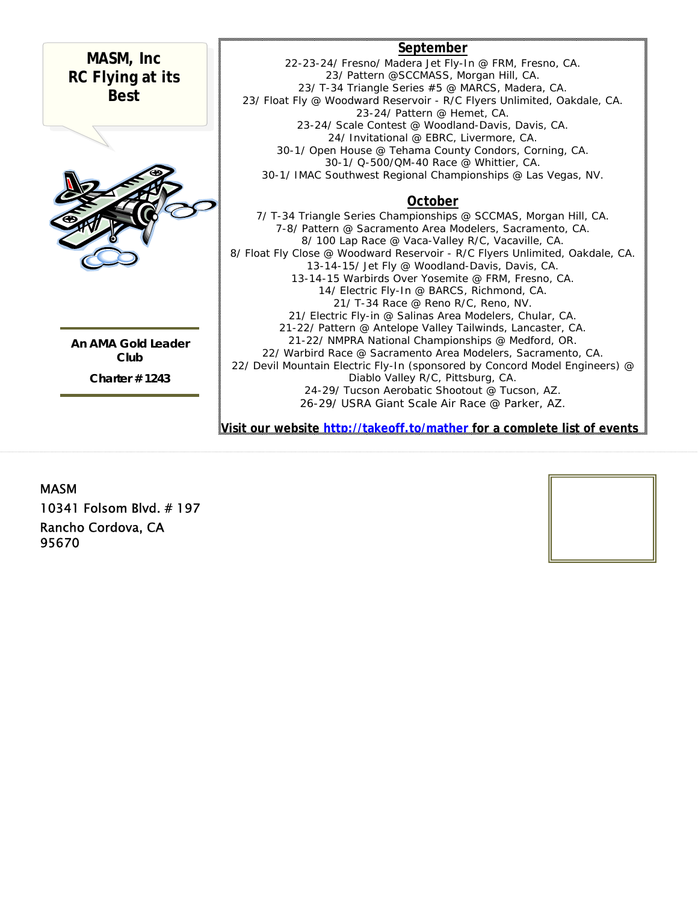**MASM, Inc**
**RC Flying at its Best**

**An AMA Gold Leader Club**

**Charter # 1243**

## September

22-23-24/ Fresno/ Madera Jet Fly-In @ FRM, Fresno, CA.
23/ Pattern @SCCMASS, Morgan Hill, CA.
23/ T-34 Triangle Series #5 @ MARCS, Madera, CA.
23/ Float Fly @ Woodward Reservoir - R/C Flyers Unlimited, Oakdale, CA.
23-24/ Pattern @ Hemet, CA.
23-24/ Scale Contest @ Woodland-Davis, Davis, CA.
24/ Invitational @ EBRC, Livermore, CA.
30-1/ Open House @ Tehama County Condors, Corning, CA.
30-1/ Q-500/QM-40 Race @ Whittier, CA.
30-1/ IMAC Southwest Regional Championships @ Las Vegas, NV.

## October

7/ T-34 Triangle Series Championships @ SCCMAS, Morgan Hill, CA.
7-8/ Pattern @ Sacramento Area Modelers, Sacramento, CA.
8/ 100 Lap Race @ Vaca-Valley R/C, Vacaville, CA.
8/ Float Fly Close @ Woodward Reservoir - R/C Flyers Unlimited, Oakdale, CA.
13-14-15/ Jet Fly @ Woodland-Davis, Davis, CA.
13-14-15 Warbirds Over Yosemite @ FRM, Fresno, CA.
14/ Electric Fly-In @ BARCS, Richmond, CA.
21/ T-34 Race @ Reno R/C, Reno, NV.
21/ Electric Fly-in @ Salinas Area Modelers, Chular, CA.
21-22/ Pattern @ Antelope Valley Tailwinds, Lancaster, CA.
21-22/ NMPRA National Championships @ Medford, OR.
22/ Warbird Race @ Sacramento Area Modelers, Sacramento, CA.
22/ Devil Mountain Electric Fly-In (sponsored by Concord Model Engineers) @ Diablo Valley R/C, Pittsburg, CA.
24-29/ Tucson Aerobatic Shootout @ Tucson, AZ.
26-29/ USRA Giant Scale Air Race @ Parker, AZ.

**Visit our website http://takeoff.to/mather for a complete list of events**

MASM
10341 Folsom Blvd. # 197
Rancho Cordova, CA
95670